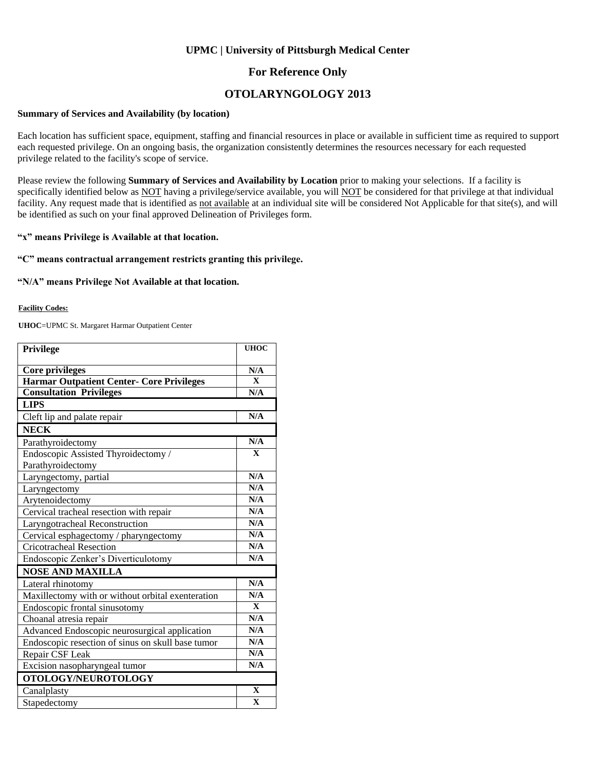## UPMC | University of Pittsburgh Medical Center

## For Reference Only

# OTOLARYNGOLOGY 2013

**Summary of Services and Availability (by location)**

Each location has sufficient space, equipment, staffing and financial resources in place or available in sufficient time as required to support each requested privilege. On an ongoing basis, the organization consistently determines the resources necessary for each requested privilege related to the facility's scope of service.

Please review the following **Summary of Services and Availability by Location** prior to making your selections. If a facility is specifically identified below as NOT having a privilege/service available, you will NOT be considered for that privilege at that individual facility. Any request made that is identified as not available at an individual site will be considered Not Applicable for that site(s), and will be identified as such on your final approved Delineation of Privileges form.

**"x" means Privilege is Available at that location.**

**"C" means contractual arrangement restricts granting this privilege.**

**"N/A" means Privilege Not Available at that location.**

**Facility Codes:**

**UHOC**=UPMC St. Margaret Harmar Outpatient Center

| Privilege | UHOC |
|---|---|
| **Core privileges** | N/A |
| **Harmar Outpatient Center- Core Privileges** | X |
| **Consultation Privileges** | N/A |
| **LIPS** | |
| Cleft lip and palate repair | N/A |
| **NECK** | |
| Parathyroidectomy | N/A |
| Endoscopic Assisted Thyroidectomy / Parathyroidectomy | X |
| Laryngectomy, partial | N/A |
| Laryngectomy | N/A |
| Arytenoidectomy | N/A |
| Cervical tracheal resection with repair | N/A |
| Laryngotracheal Reconstruction | N/A |
| Cervical esphagectomy / pharyngectomy | N/A |
| Cricotracheal Resection | N/A |
| Endoscopic Zenker's Diverticulotomy | N/A |
| **NOSE AND MAXILLA** | |
| Lateral rhinotomy | N/A |
| Maxillectomy with or without orbital exenteration | N/A |
| Endoscopic frontal sinusotomy | X |
| Choanal atresia repair | N/A |
| Advanced Endoscopic neurosurgical application | N/A |
| Endoscopic resection of sinus on skull base tumor | N/A |
| Repair CSF Leak | N/A |
| Excision nasopharyngeal tumor | N/A |
| **OTOLOGY/NEUROTOLOGY** | |
| Canalplasty | X |
| Stapedectomy | X |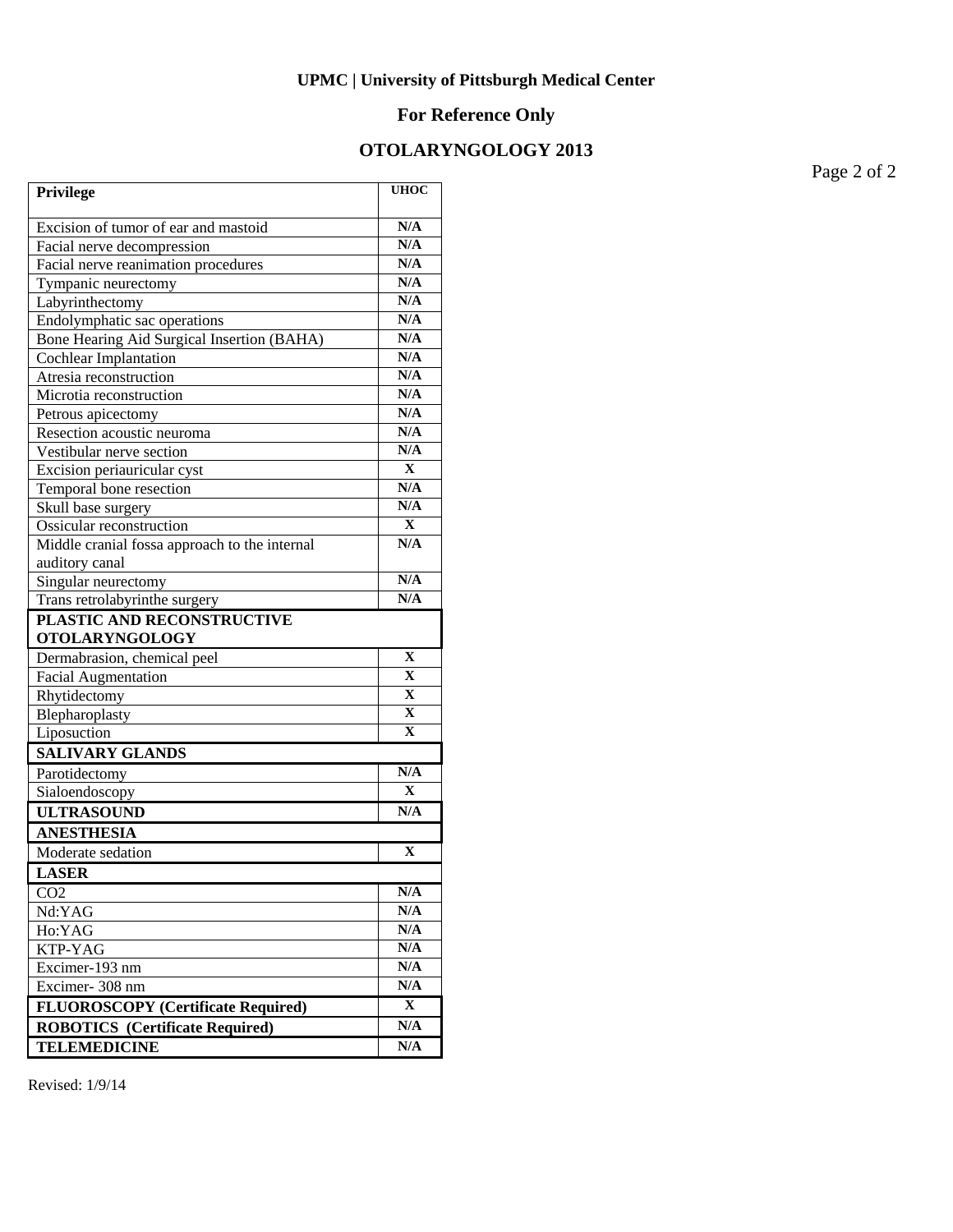**UPMC | University of Pittsburgh Medical Center**

## For Reference Only

## OTOLARYNGOLOGY 2013

| Privilege | UHOC |
|---|---|
| Excision of tumor of ear and mastoid | N/A |
| Facial nerve decompression | N/A |
| Facial nerve reanimation procedures | N/A |
| Tympanic neurectomy | N/A |
| Labyrinthectomy | N/A |
| Endolymphatic sac operations | N/A |
| Bone Hearing Aid Surgical Insertion (BAHA) | N/A |
| Cochlear Implantation | N/A |
| Atresia reconstruction | N/A |
| Microtia reconstruction | N/A |
| Petrous apicectomy | N/A |
| Resection acoustic neuroma | N/A |
| Vestibular nerve section | N/A |
| Excision periauricular cyst | X |
| Temporal bone resection | N/A |
| Skull base surgery | N/A |
| Ossicular reconstruction | X |
| Middle cranial fossa approach to the internal auditory canal | N/A |
| Singular neurectomy | N/A |
| Trans retrolabyrinthe surgery | N/A |
| **PLASTIC AND RECONSTRUCTIVE OTOLARYNGOLOGY** | |
| Dermabrasion, chemical peel | X |
| Facial Augmentation | X |
| Rhytidectomy | X |
| Blepharoplasty | X |
| Liposuction | X |
| **SALIVARY GLANDS** | |
| Parotidectomy | N/A |
| Sialoendoscopy | X |
| **ULTRASOUND** | N/A |
| **ANESTHESIA** | |
| Moderate sedation | X |
| **LASER** | |
| CO2 | N/A |
| Nd:YAG | N/A |
| Ho:YAG | N/A |
| KTP-YAG | N/A |
| Excimer-193 nm | N/A |
| Excimer- 308 nm | N/A |
| **FLUOROSCOPY (Certificate Required)** | X |
| **ROBOTICS (Certificate Required)** | N/A |
| **TELEMEDICINE** | N/A |

Revised: 1/9/14